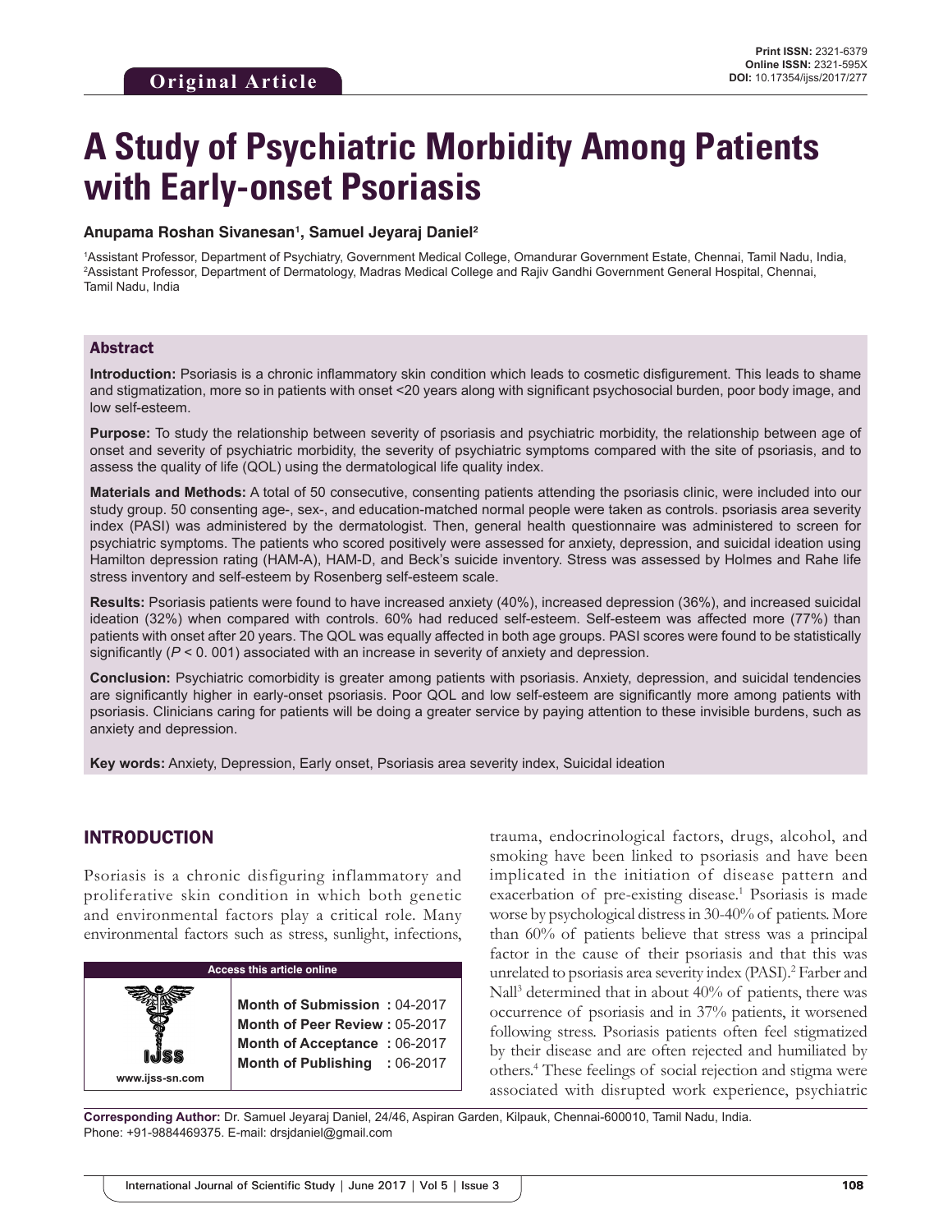**Original Article**

**Print ISSN:** 2321-6379
**Online ISSN:** 2321-595X
**DOI:** 10.17354/ijss/2017/277

# A Study of Psychiatric Morbidity Among Patients with Early-onset Psoriasis

**Anupama Roshan Sivanesan[1], Samuel Jeyaraj Daniel[2]**

[1]Assistant Professor, Department of Psychiatry, Government Medical College, Omandurar Government Estate, Chennai, Tamil Nadu, India, [2]Assistant Professor, Department of Dermatology, Madras Medical College and Rajiv Gandhi Government General Hospital, Chennai, Tamil Nadu, India

## Abstract

**Introduction:** Psoriasis is a chronic inflammatory skin condition which leads to cosmetic disfigurement. This leads to shame and stigmatization, more so in patients with onset <20 years along with significant psychosocial burden, poor body image, and low self-esteem.

**Purpose:** To study the relationship between severity of psoriasis and psychiatric morbidity, the relationship between age of onset and severity of psychiatric morbidity, the severity of psychiatric symptoms compared with the site of psoriasis, and to assess the quality of life (QOL) using the dermatological life quality index.

**Materials and Methods:** A total of 50 consecutive, consenting patients attending the psoriasis clinic, were included into our study group. 50 consenting age-, sex-, and education-matched normal people were taken as controls. psoriasis area severity index (PASI) was administered by the dermatologist. Then, general health questionnaire was administered to screen for psychiatric symptoms. The patients who scored positively were assessed for anxiety, depression, and suicidal ideation using Hamilton depression rating (HAM-A), HAM-D, and Beck's suicide inventory. Stress was assessed by Holmes and Rahe life stress inventory and self-esteem by Rosenberg self-esteem scale.

**Results:** Psoriasis patients were found to have increased anxiety (40%), increased depression (36%), and increased suicidal ideation (32%) when compared with controls. 60% had reduced self-esteem. Self-esteem was affected more (77%) than patients with onset after 20 years. The QOL was equally affected in both age groups. PASI scores were found to be statistically significantly ($P < 0.001$) associated with an increase in severity of anxiety and depression.

**Conclusion:** Psychiatric comorbidity is greater among patients with psoriasis. Anxiety, depression, and suicidal tendencies are significantly higher in early-onset psoriasis. Poor QOL and low self-esteem are significantly more among patients with psoriasis. Clinicians caring for patients will be doing a greater service by paying attention to these invisible burdens, such as anxiety and depression.

**Key words:** Anxiety, Depression, Early onset, Psoriasis area severity index, Suicidal ideation

## INTRODUCTION

Psoriasis is a chronic disfiguring inflammatory and proliferative skin condition in which both genetic and environmental factors play a critical role. Many environmental factors such as stress, sunlight, infections, trauma, endocrinological factors, drugs, alcohol, and smoking have been linked to psoriasis and have been implicated in the initiation of disease pattern and exacerbation of pre-existing disease.[1] Psoriasis is made worse by psychological distress in 30-40% of patients. More than 60% of patients believe that stress was a principal factor in the cause of their psoriasis and that this was unrelated to psoriasis area severity index (PASI).[2] Farber and Nall[3] determined that in about 40% of patients, there was occurrence of psoriasis and in 37% patients, it worsened following stress. Psoriasis patients often feel stigmatized by their disease and are often rejected and humiliated by others.[4] These feelings of social rejection and stigma were associated with disrupted work experience, psychiatric

| Access this article online | |
|---|---|
| www.ijss-sn.com | **Month of Submission :** 04-2017<br>**Month of Peer Review :** 05-2017<br>**Month of Acceptance :** 06-2017<br>**Month of Publishing :** 06-2017 |

**Corresponding Author:** Dr. Samuel Jeyaraj Daniel, 24/46, Aspiran Garden, Kilpauk, Chennai-600010, Tamil Nadu, India. Phone: +91-9884469375. E-mail: drsjdaniel@gmail.com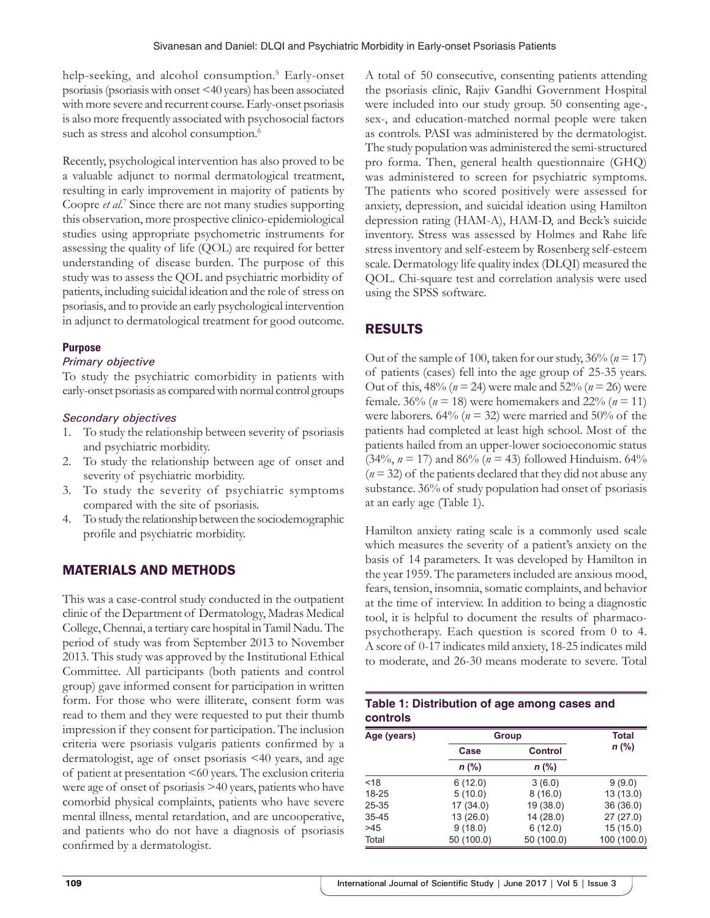help-seeking, and alcohol consumption.[5] Early-onset psoriasis (psoriasis with onset <40 years) has been associated with more severe and recurrent course. Early-onset psoriasis is also more frequently associated with psychosocial factors such as stress and alcohol consumption.[6]

Recently, psychological intervention has also proved to be a valuable adjunct to normal dermatological treatment, resulting in early improvement in majority of patients by Coopre *et al*.[7] Since there are not many studies supporting this observation, more prospective clinico-epidemiological studies using appropriate psychometric instruments for assessing the quality of life (QOL) are required for better understanding of disease burden. The purpose of this study was to assess the QOL and psychiatric morbidity of patients, including suicidal ideation and the role of stress on psoriasis, and to provide an early psychological intervention in adjunct to dermatological treatment for good outcome.

### Purpose

#### *Primary objective*

To study the psychiatric comorbidity in patients with early-onset psoriasis as compared with normal control groups

#### *Secondary objectives*

1. To study the relationship between severity of psoriasis and psychiatric morbidity.
2. To study the relationship between age of onset and severity of psychiatric morbidity.
3. To study the severity of psychiatric symptoms compared with the site of psoriasis.
4. To study the relationship between the sociodemographic profile and psychiatric morbidity.

## MATERIALS AND METHODS

This was a case-control study conducted in the outpatient clinic of the Department of Dermatology, Madras Medical College, Chennai, a tertiary care hospital in Tamil Nadu. The period of study was from September 2013 to November 2013. This study was approved by the Institutional Ethical Committee. All participants (both patients and control group) gave informed consent for participation in written form. For those who were illiterate, consent form was read to them and they were requested to put their thumb impression if they consent for participation. The inclusion criteria were psoriasis vulgaris patients confirmed by a dermatologist, age of onset psoriasis <40 years, and age of patient at presentation <60 years. The exclusion criteria were age of onset of psoriasis >40 years, patients who have comorbid physical complaints, patients who have severe mental illness, mental retardation, and are uncooperative, and patients who do not have a diagnosis of psoriasis confirmed by a dermatologist.

A total of 50 consecutive, consenting patients attending the psoriasis clinic, Rajiv Gandhi Government Hospital were included into our study group. 50 consenting age-, sex-, and education-matched normal people were taken as controls. PASI was administered by the dermatologist. The study population was administered the semi-structured pro forma. Then, general health questionnaire (GHQ) was administered to screen for psychiatric symptoms. The patients who scored positively were assessed for anxiety, depression, and suicidal ideation using Hamilton depression rating (HAM-A), HAM-D, and Beck's suicide inventory. Stress was assessed by Holmes and Rahe life stress inventory and self-esteem by Rosenberg self-esteem scale. Dermatology life quality index (DLQI) measured the QOL. Chi-square test and correlation analysis were used using the SPSS software.

## RESULTS

Out of the sample of 100, taken for our study, 36% (*n* = 17) of patients (cases) fell into the age group of 25-35 years. Out of this, 48% (*n* = 24) were male and 52% (*n* = 26) were female. 36% (*n* = 18) were homemakers and 22% (*n* = 11) were laborers. 64% (*n* = 32) were married and 50% of the patients had completed at least high school. Most of the patients hailed from an upper-lower socioeconomic status (34%, *n* = 17) and 86% (*n* = 43) followed Hinduism. 64% (*n* = 32) of the patients declared that they did not abuse any substance. 36% of study population had onset of psoriasis at an early age (Table 1).

Hamilton anxiety rating scale is a commonly used scale which measures the severity of a patient's anxiety on the basis of 14 parameters. It was developed by Hamilton in the year 1959. The parameters included are anxious mood, fears, tension, insomnia, somatic complaints, and behavior at the time of interview. In addition to being a diagnostic tool, it is helpful to document the results of pharmaco-psychotherapy. Each question is scored from 0 to 4. A score of 0-17 indicates mild anxiety, 18-25 indicates mild to moderate, and 26-30 means moderate to severe. Total

**Table 1: Distribution of age among cases and controls**

| Age (years) | Group | | Total |
|---|---|---|---|
| | Case | Control | *n* (%) |
| | *n* (%) | *n* (%) | |
| <18 | 6 (12.0) | 3 (6.0) | 9 (9.0) |
| 18-25 | 5 (10.0) | 8 (16.0) | 13 (13.0) |
| 25-35 | 17 (34.0) | 19 (38.0) | 36 (36.0) |
| 35-45 | 13 (26.0) | 14 (28.0) | 27 (27.0) |
| >45 | 9 (18.0) | 6 (12.0) | 15 (15.0) |
| Total | 50 (100.0) | 50 (100.0) | 100 (100.0) |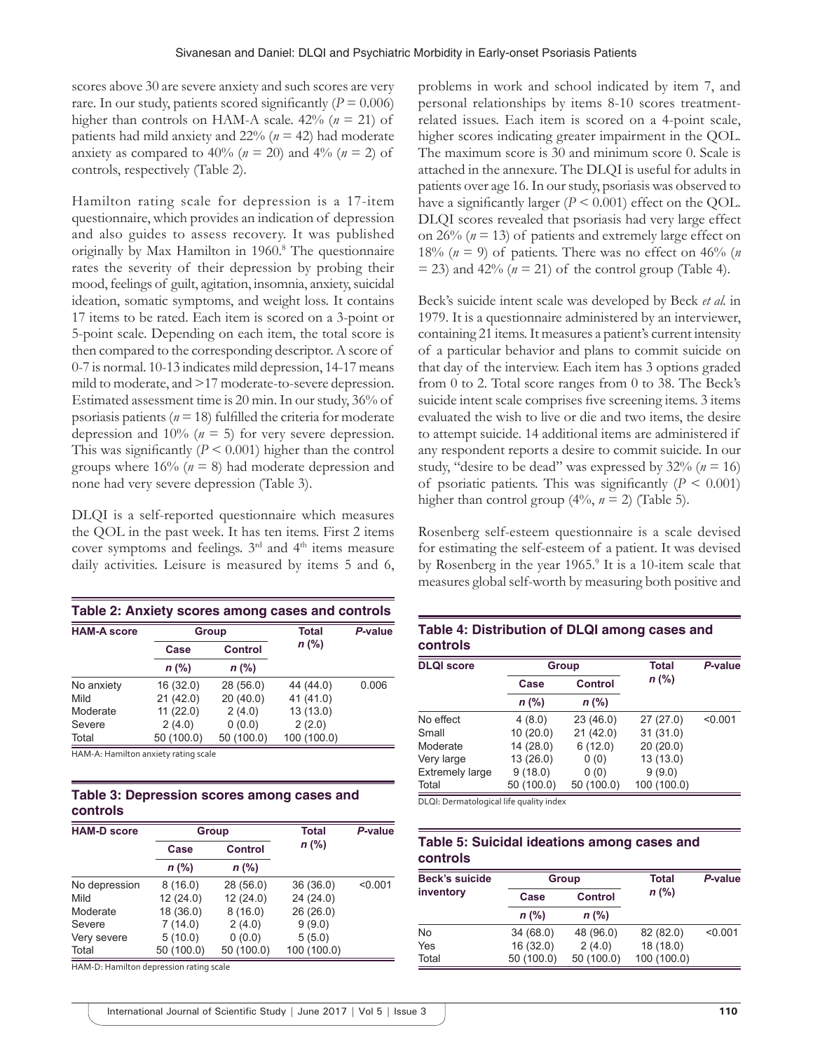scores above 30 are severe anxiety and such scores are very rare. In our study, patients scored significantly ($P = 0.006$) higher than controls on HAM-A scale. 42% ($n = 21$) of patients had mild anxiety and 22% ($n = 42$) had moderate anxiety as compared to 40% ($n = 20$) and 4% ($n = 2$) of controls, respectively (Table 2).

Hamilton rating scale for depression is a 17-item questionnaire, which provides an indication of depression and also guides to assess recovery. It was published originally by Max Hamilton in 1960.[8] The questionnaire rates the severity of their depression by probing their mood, feelings of guilt, agitation, insomnia, anxiety, suicidal ideation, somatic symptoms, and weight loss. It contains 17 items to be rated. Each item is scored on a 3-point or 5-point scale. Depending on each item, the total score is then compared to the corresponding descriptor. A score of 0-7 is normal. 10-13 indicates mild depression, 14-17 means mild to moderate, and >17 moderate-to-severe depression. Estimated assessment time is 20 min. In our study, 36% of psoriasis patients ($n = 18$) fulfilled the criteria for moderate depression and 10% ($n = 5$) for very severe depression. This was significantly ($P < 0.001$) higher than the control groups where 16% ($n = 8$) had moderate depression and none had very severe depression (Table 3).

DLQI is a self-reported questionnaire which measures the QOL in the past week. It has ten items. First 2 items cover symptoms and feelings. 3rd and 4th items measure daily activities. Leisure is measured by items 5 and 6, problems in work and school indicated by item 7, and personal relationships by items 8-10 scores treatment-related issues. Each item is scored on a 4-point scale, higher scores indicating greater impairment in the QOL. The maximum score is 30 and minimum score 0. Scale is attached in the annexure. The DLQI is useful for adults in patients over age 16. In our study, psoriasis was observed to have a significantly larger ($P < 0.001$) effect on the QOL. DLQI scores revealed that psoriasis had very large effect on 26% ($n = 13$) of patients and extremely large effect on 18% ($n = 9$) of patients. There was no effect on 46% ($n = 23$) and 42% ($n = 21$) of the control group (Table 4).

Beck's suicide intent scale was developed by Beck *et al.* in 1979. It is a questionnaire administered by an interviewer, containing 21 items. It measures a patient's current intensity of a particular behavior and plans to commit suicide on that day of the interview. Each item has 3 options graded from 0 to 2. Total score ranges from 0 to 38. The Beck's suicide intent scale comprises five screening items. 3 items evaluated the wish to live or die and two items, the desire to attempt suicide. 14 additional items are administered if any respondent reports a desire to commit suicide. In our study, "desire to be dead" was expressed by 32% ($n = 16$) of psoriatic patients. This was significantly ($P < 0.001$) higher than control group (4%, $n = 2$) (Table 5).

Rosenberg self-esteem questionnaire is a scale devised for estimating the self-esteem of a patient. It was devised by Rosenberg in the year 1965.[9] It is a 10-item scale that measures global self-worth by measuring both positive and

**Table 2: Anxiety scores among cases and controls**

| HAM-A score | Group | | Total | P-value |
|---|---|---|---|---|
| | Case | Control | n (%) | |
| | n (%) | n (%) | | |
| No anxiety | 16 (32.0) | 28 (56.0) | 44 (44.0) | 0.006 |
| Mild | 21 (42.0) | 20 (40.0) | 41 (41.0) | |
| Moderate | 11 (22.0) | 2 (4.0) | 13 (13.0) | |
| Severe | 2 (4.0) | 0 (0.0) | 2 (2.0) | |
| Total | 50 (100.0) | 50 (100.0) | 100 (100.0) | |

HAM-A: Hamilton anxiety rating scale

**Table 3: Depression scores among cases and controls**

| HAM-D score | Group | | Total | P-value |
|---|---|---|---|---|
| | Case | Control | n (%) | |
| | n (%) | n (%) | | |
| No depression | 8 (16.0) | 28 (56.0) | 36 (36.0) | <0.001 |
| Mild | 12 (24.0) | 12 (24.0) | 24 (24.0) | |
| Moderate | 18 (36.0) | 8 (16.0) | 26 (26.0) | |
| Severe | 7 (14.0) | 2 (4.0) | 9 (9.0) | |
| Very severe | 5 (10.0) | 0 (0.0) | 5 (5.0) | |
| Total | 50 (100.0) | 50 (100.0) | 100 (100.0) | |

HAM-D: Hamilton depression rating scale

**Table 4: Distribution of DLQI among cases and controls**

| DLQI score | Group | | Total | P-value |
|---|---|---|---|---|
| | Case | Control | n (%) | |
| | n (%) | n (%) | | |
| No effect | 4 (8.0) | 23 (46.0) | 27 (27.0) | <0.001 |
| Small | 10 (20.0) | 21 (42.0) | 31 (31.0) | |
| Moderate | 14 (28.0) | 6 (12.0) | 20 (20.0) | |
| Very large | 13 (26.0) | 0 (0) | 13 (13.0) | |
| Extremely large | 9 (18.0) | 0 (0) | 9 (9.0) | |
| Total | 50 (100.0) | 50 (100.0) | 100 (100.0) | |

DLQI: Dermatological life quality index

**Table 5: Suicidal ideations among cases and controls**

| Beck's suicide inventory | Group | | Total | P-value |
|---|---|---|---|---|
| | Case | Control | n (%) | |
| | n (%) | n (%) | | |
| No | 34 (68.0) | 48 (96.0) | 82 (82.0) | <0.001 |
| Yes | 16 (32.0) | 2 (4.0) | 18 (18.0) | |
| Total | 50 (100.0) | 50 (100.0) | 100 (100.0) | |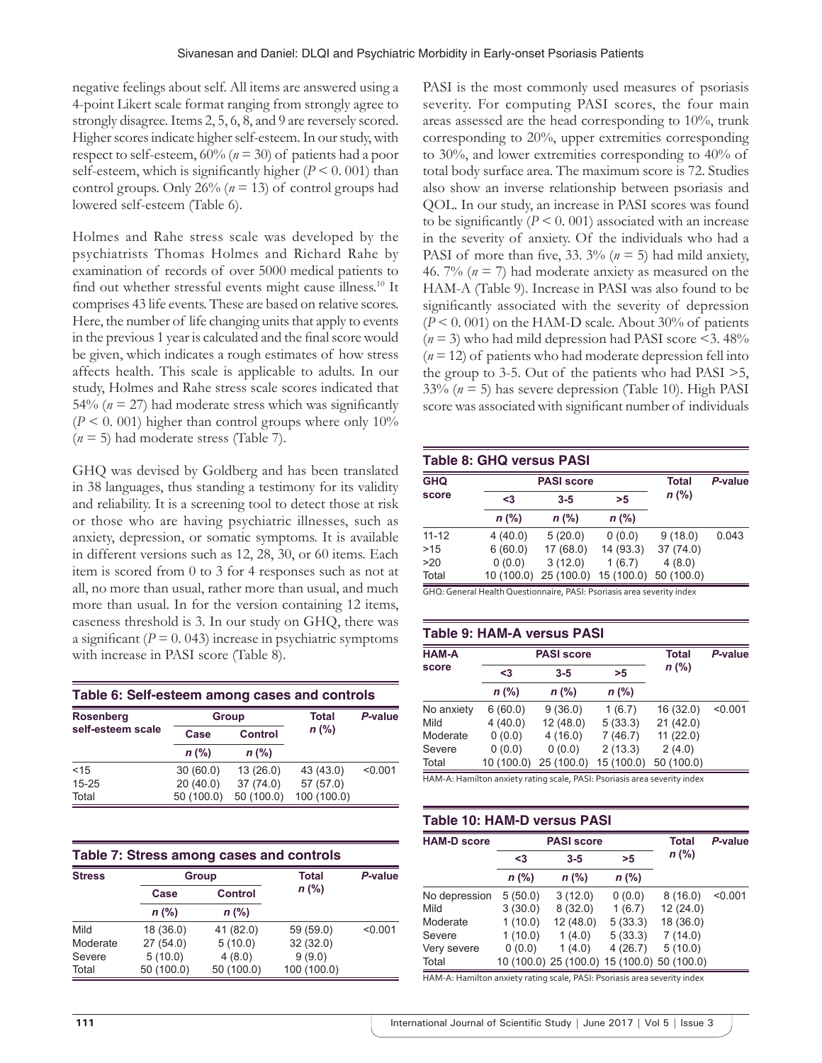negative feelings about self. All items are answered using a 4-point Likert scale format ranging from strongly agree to strongly disagree. Items 2, 5, 6, 8, and 9 are reversely scored. Higher scores indicate higher self-esteem. In our study, with respect to self-esteem, 60% ($n = 30$) of patients had a poor self-esteem, which is significantly higher ($P < 0.001$) than control groups. Only 26% ($n = 13$) of control groups had lowered self-esteem (Table 6).

Holmes and Rahe stress scale was developed by the psychiatrists Thomas Holmes and Richard Rahe by examination of records of over 5000 medical patients to find out whether stressful events might cause illness.[10] It comprises 43 life events. These are based on relative scores. Here, the number of life changing units that apply to events in the previous 1 year is calculated and the final score would be given, which indicates a rough estimates of how stress affects health. This scale is applicable to adults. In our study, Holmes and Rahe stress scale scores indicated that 54% ($n = 27$) had moderate stress which was significantly ($P < 0.001$) higher than control groups where only 10% ($n = 5$) had moderate stress (Table 7).

GHQ was devised by Goldberg and has been translated in 38 languages, thus standing a testimony for its validity and reliability. It is a screening tool to detect those at risk or those who are having psychiatric illnesses, such as anxiety, depression, or somatic symptoms. It is available in different versions such as 12, 28, 30, or 60 items. Each item is scored from 0 to 3 for 4 responses such as not at all, no more than usual, rather more than usual, and much more than usual. In for the version containing 12 items, caseness threshold is 3. In our study on GHQ, there was a significant ($P = 0.043$) increase in psychiatric symptoms with increase in PASI score (Table 8).

**Table 6: Self-esteem among cases and controls**

| Rosenberg self-esteem scale | Group | | Total n (%) | P-value |
|---|---|---|---|---|
| | Case | Control | | |
| | n (%) | n (%) | | |
| <15 | 30 (60.0) | 13 (26.0) | 43 (43.0) | <0.001 |
| 15-25 | 20 (40.0) | 37 (74.0) | 57 (57.0) | |
| Total | 50 (100.0) | 50 (100.0) | 100 (100.0) | |

**Table 7: Stress among cases and controls**

| Stress | Group | | Total n (%) | P-value |
|---|---|---|---|---|
| | Case | Control | | |
| | n (%) | n (%) | | |
| Mild | 18 (36.0) | 41 (82.0) | 59 (59.0) | <0.001 |
| Moderate | 27 (54.0) | 5 (10.0) | 32 (32.0) | |
| Severe | 5 (10.0) | 4 (8.0) | 9 (9.0) | |
| Total | 50 (100.0) | 50 (100.0) | 100 (100.0) | |

PASI is the most commonly used measures of psoriasis severity. For computing PASI scores, the four main areas assessed are the head corresponding to 10%, trunk corresponding to 20%, upper extremities corresponding to 30%, and lower extremities corresponding to 40% of total body surface area. The maximum score is 72. Studies also show an inverse relationship between psoriasis and QOL. In our study, an increase in PASI scores was found to be significantly ($P < 0.001$) associated with an increase in the severity of anxiety. Of the individuals who had a PASI of more than five, 33. 3% ($n = 5$) had mild anxiety, 46. 7% ($n = 7$) had moderate anxiety as measured on the HAM-A (Table 9). Increase in PASI was also found to be significantly associated with the severity of depression ($P < 0.001$) on the HAM-D scale. About 30% of patients ($n = 3$) who had mild depression had PASI score <3. 48% ($n = 12$) of patients who had moderate depression fell into the group to 3-5. Out of the patients who had PASI >5, 33% ($n = 5$) has severe depression (Table 10). High PASI score was associated with significant number of individuals

**Table 8: GHQ versus PASI**

| GHQ score | PASI score | | | Total n (%) | P-value |
|---|---|---|---|---|---|
| | <3 | 3-5 | >5 | | |
| | n (%) | n (%) | n (%) | | |
| 11-12 | 4 (40.0) | 5 (20.0) | 0 (0.0) | 9 (18.0) | 0.043 |
| >15 | 6 (60.0) | 17 (68.0) | 14 (93.3) | 37 (74.0) | |
| >20 | 0 (0.0) | 3 (12.0) | 1 (6.7) | 4 (8.0) | |
| Total | 10 (100.0) | 25 (100.0) | 15 (100.0) | 50 (100.0) | |

GHQ: General Health Questionnaire, PASI: Psoriasis area severity index

**Table 9: HAM-A versus PASI**

| HAM-A score | PASI score | | | Total n (%) | P-value |
|---|---|---|---|---|---|
| | <3 | 3-5 | >5 | | |
| | n (%) | n (%) | n (%) | | |
| No anxiety | 6 (60.0) | 9 (36.0) | 1 (6.7) | 16 (32.0) | <0.001 |
| Mild | 4 (40.0) | 12 (48.0) | 5 (33.3) | 21 (42.0) | |
| Moderate | 0 (0.0) | 4 (16.0) | 7 (46.7) | 11 (22.0) | |
| Severe | 0 (0.0) | 0 (0.0) | 2 (13.3) | 2 (4.0) | |
| Total | 10 (100.0) | 25 (100.0) | 15 (100.0) | 50 (100.0) | |

HAM-A: Hamilton anxiety rating scale, PASI: Psoriasis area severity index

**Table 10: HAM-D versus PASI**

| HAM-D score | PASI score | | | Total n (%) | P-value |
|---|---|---|---|---|---|
| | <3 | 3-5 | >5 | | |
| | n (%) | n (%) | n (%) | | |
| No depression | 5 (50.0) | 3 (12.0) | 0 (0.0) | 8 (16.0) | <0.001 |
| Mild | 3 (30.0) | 8 (32.0) | 1 (6.7) | 12 (24.0) | |
| Moderate | 1 (10.0) | 12 (48.0) | 5 (33.3) | 18 (36.0) | |
| Severe | 1 (10.0) | 1 (4.0) | 5 (33.3) | 7 (14.0) | |
| Very severe | 0 (0.0) | 1 (4.0) | 4 (26.7) | 5 (10.0) | |
| Total | 10 (100.0) | 25 (100.0) | 15 (100.0) | 50 (100.0) | |

HAM-A: Hamilton anxiety rating scale, PASI: Psoriasis area severity index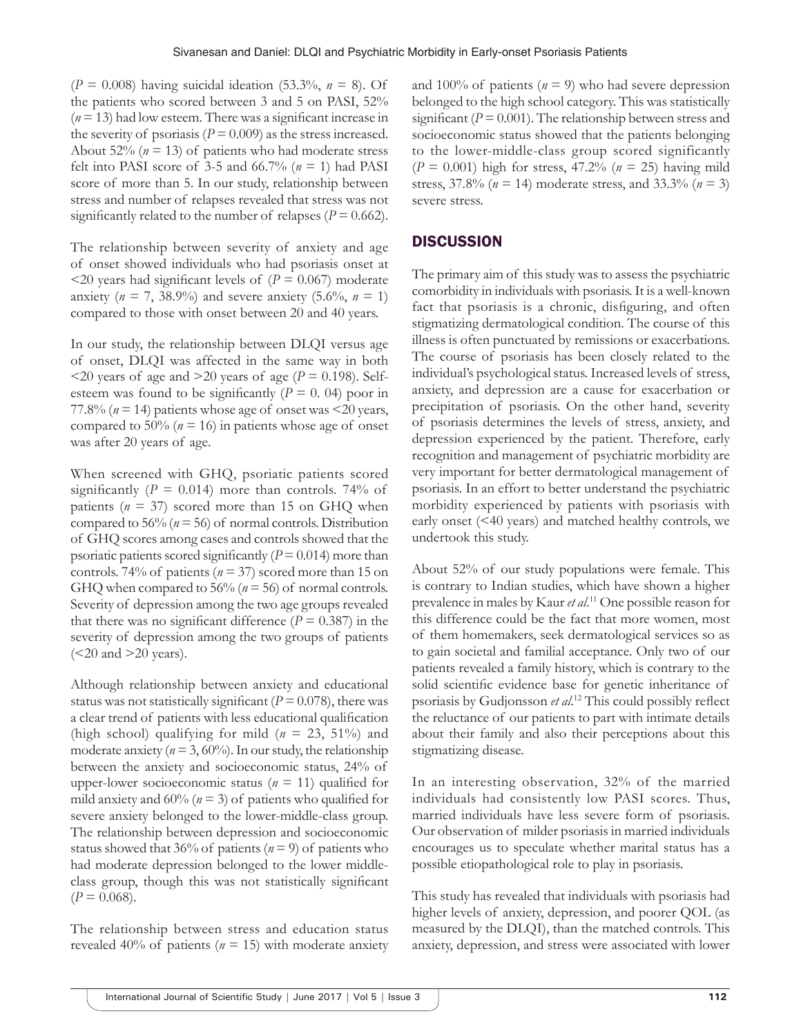($P$ = 0.008) having suicidal ideation (53.3%, $n$ = 8). Of the patients who scored between 3 and 5 on PASI, 52% ($n$ = 13) had low esteem. There was a significant increase in the severity of psoriasis ($P$ = 0.009) as the stress increased. About 52% ($n$ = 13) of patients who had moderate stress felt into PASI score of 3-5 and 66.7% ($n$ = 1) had PASI score of more than 5. In our study, relationship between stress and number of relapses revealed that stress was not significantly related to the number of relapses ($P$ = 0.662).

The relationship between severity of anxiety and age of onset showed individuals who had psoriasis onset at <20 years had significant levels of ($P$ = 0.067) moderate anxiety ($n$ = 7, 38.9%) and severe anxiety (5.6%, $n$ = 1) compared to those with onset between 20 and 40 years.

In our study, the relationship between DLQI versus age of onset, DLQI was affected in the same way in both <20 years of age and >20 years of age ($P$ = 0.198). Self-esteem was found to be significantly ($P$ = 0. 04) poor in 77.8% ($n$ = 14) patients whose age of onset was <20 years, compared to 50% ($n$ = 16) in patients whose age of onset was after 20 years of age.

When screened with GHQ, psoriatic patients scored significantly ($P$ = 0.014) more than controls. 74% of patients ($n$ = 37) scored more than 15 on GHQ when compared to 56% ($n$ = 56) of normal controls. Distribution of GHQ scores among cases and controls showed that the psoriatic patients scored significantly ($P$ = 0.014) more than controls. 74% of patients ($n$ = 37) scored more than 15 on GHQ when compared to 56% ($n$ = 56) of normal controls. Severity of depression among the two age groups revealed that there was no significant difference ($P$ = 0.387) in the severity of depression among the two groups of patients (<20 and >20 years).

Although relationship between anxiety and educational status was not statistically significant ($P$ = 0.078), there was a clear trend of patients with less educational qualification (high school) qualifying for mild ($n$ = 23, 51%) and moderate anxiety ($n$ = 3, 60%). In our study, the relationship between the anxiety and socioeconomic status, 24% of upper-lower socioeconomic status ($n$ = 11) qualified for mild anxiety and 60% ($n$ = 3) of patients who qualified for severe anxiety belonged to the lower-middle-class group. The relationship between depression and socioeconomic status showed that 36% of patients ($n$ = 9) of patients who had moderate depression belonged to the lower middle-class group, though this was not statistically significant ($P$ = 0.068).

The relationship between stress and education status revealed 40% of patients ($n$ = 15) with moderate anxiety and 100% of patients ($n$ = 9) who had severe depression belonged to the high school category. This was statistically significant ($P$ = 0.001). The relationship between stress and socioeconomic status showed that the patients belonging to the lower-middle-class group scored significantly ($P$ = 0.001) high for stress, 47.2% ($n$ = 25) having mild stress, 37.8% ($n$ = 14) moderate stress, and 33.3% ($n$ = 3) severe stress.

## DISCUSSION

The primary aim of this study was to assess the psychiatric comorbidity in individuals with psoriasis. It is a well-known fact that psoriasis is a chronic, disfiguring, and often stigmatizing dermatological condition. The course of this illness is often punctuated by remissions or exacerbations. The course of psoriasis has been closely related to the individual's psychological status. Increased levels of stress, anxiety, and depression are a cause for exacerbation or precipitation of psoriasis. On the other hand, severity of psoriasis determines the levels of stress, anxiety, and depression experienced by the patient. Therefore, early recognition and management of psychiatric morbidity are very important for better dermatological management of psoriasis. In an effort to better understand the psychiatric morbidity experienced by patients with psoriasis with early onset (<40 years) and matched healthy controls, we undertook this study.

About 52% of our study populations were female. This is contrary to Indian studies, which have shown a higher prevalence in males by Kaur *et al.*[11] One possible reason for this difference could be the fact that more women, most of them homemakers, seek dermatological services so as to gain societal and familial acceptance. Only two of our patients revealed a family history, which is contrary to the solid scientific evidence base for genetic inheritance of psoriasis by Gudjonsson *et al.*[12] This could possibly reflect the reluctance of our patients to part with intimate details about their family and also their perceptions about this stigmatizing disease.

In an interesting observation, 32% of the married individuals had consistently low PASI scores. Thus, married individuals have less severe form of psoriasis. Our observation of milder psoriasis in married individuals encourages us to speculate whether marital status has a possible etiopathological role to play in psoriasis.

This study has revealed that individuals with psoriasis had higher levels of anxiety, depression, and poorer QOL (as measured by the DLQI), than the matched controls. This anxiety, depression, and stress were associated with lower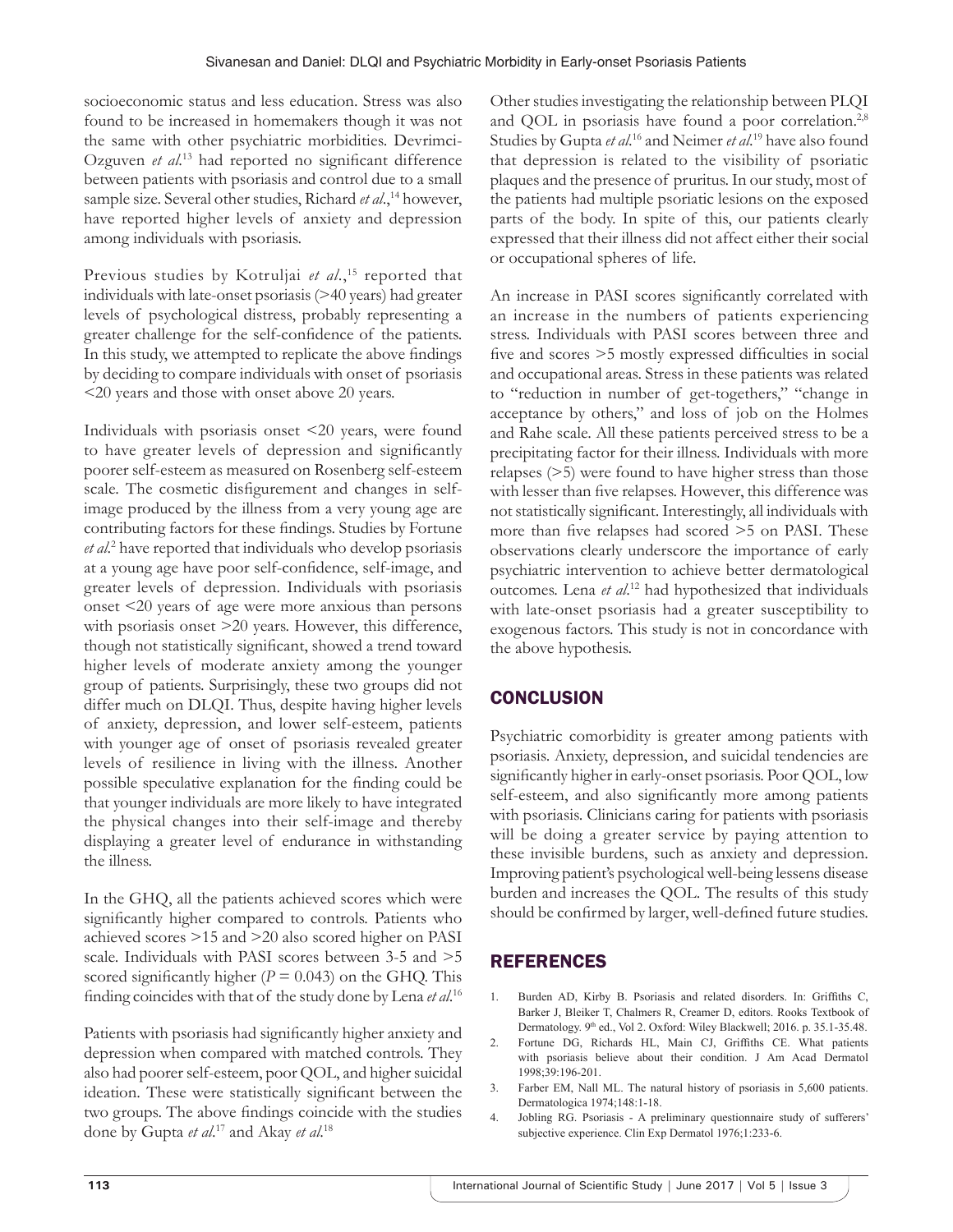socioeconomic status and less education. Stress was also found to be increased in homemakers though it was not the same with other psychiatric morbidities. Devrimci-Ozguven *et al.*[13] had reported no significant difference between patients with psoriasis and control due to a small sample size. Several other studies, Richard *et al.*,[14] however, have reported higher levels of anxiety and depression among individuals with psoriasis.

Previous studies by Kotruljai *et al.*,[15] reported that individuals with late-onset psoriasis (>40 years) had greater levels of psychological distress, probably representing a greater challenge for the self-confidence of the patients. In this study, we attempted to replicate the above findings by deciding to compare individuals with onset of psoriasis <20 years and those with onset above 20 years.

Individuals with psoriasis onset <20 years, were found to have greater levels of depression and significantly poorer self-esteem as measured on Rosenberg self-esteem scale. The cosmetic disfigurement and changes in self-image produced by the illness from a very young age are contributing factors for these findings. Studies by Fortune *et al.*[2] have reported that individuals who develop psoriasis at a young age have poor self-confidence, self-image, and greater levels of depression. Individuals with psoriasis onset <20 years of age were more anxious than persons with psoriasis onset >20 years. However, this difference, though not statistically significant, showed a trend toward higher levels of moderate anxiety among the younger group of patients. Surprisingly, these two groups did not differ much on DLQI. Thus, despite having higher levels of anxiety, depression, and lower self-esteem, patients with younger age of onset of psoriasis revealed greater levels of resilience in living with the illness. Another possible speculative explanation for the finding could be that younger individuals are more likely to have integrated the physical changes into their self-image and thereby displaying a greater level of endurance in withstanding the illness.

In the GHQ, all the patients achieved scores which were significantly higher compared to controls. Patients who achieved scores >15 and >20 also scored higher on PASI scale. Individuals with PASI scores between 3-5 and >5 scored significantly higher ($P = 0.043$) on the GHQ. This finding coincides with that of the study done by Lena *et al.*[16]

Patients with psoriasis had significantly higher anxiety and depression when compared with matched controls. They also had poorer self-esteem, poor QOL, and higher suicidal ideation. These were statistically significant between the two groups. The above findings coincide with the studies done by Gupta *et al.*[17] and Akay *et al.*[18]

Other studies investigating the relationship between PLQI and QOL in psoriasis have found a poor correlation.[2,8] Studies by Gupta *et al.*[16] and Neimer *et al.*[19] have also found that depression is related to the visibility of psoriatic plaques and the presence of pruritus. In our study, most of the patients had multiple psoriatic lesions on the exposed parts of the body. In spite of this, our patients clearly expressed that their illness did not affect either their social or occupational spheres of life.

An increase in PASI scores significantly correlated with an increase in the numbers of patients experiencing stress. Individuals with PASI scores between three and five and scores >5 mostly expressed difficulties in social and occupational areas. Stress in these patients was related to "reduction in number of get-togethers," "change in acceptance by others," and loss of job on the Holmes and Rahe scale. All these patients perceived stress to be a precipitating factor for their illness. Individuals with more relapses (>5) were found to have higher stress than those with lesser than five relapses. However, this difference was not statistically significant. Interestingly, all individuals with more than five relapses had scored >5 on PASI. These observations clearly underscore the importance of early psychiatric intervention to achieve better dermatological outcomes. Lena *et al.*[12] had hypothesized that individuals with late-onset psoriasis had a greater susceptibility to exogenous factors. This study is not in concordance with the above hypothesis.

## CONCLUSION

Psychiatric comorbidity is greater among patients with psoriasis. Anxiety, depression, and suicidal tendencies are significantly higher in early-onset psoriasis. Poor QOL, low self-esteem, and also significantly more among patients with psoriasis. Clinicians caring for patients with psoriasis will be doing a greater service by paying attention to these invisible burdens, such as anxiety and depression. Improving patient's psychological well-being lessens disease burden and increases the QOL. The results of this study should be confirmed by larger, well-defined future studies.

## REFERENCES

1. Burden AD, Kirby B. Psoriasis and related disorders. In: Griffiths C, Barker J, Bleiker T, Chalmers R, Creamer D, editors. Rooks Textbook of Dermatology. 9th ed., Vol 2. Oxford: Wiley Blackwell; 2016. p. 35.1-35.48.
2. Fortune DG, Richards HL, Main CJ, Griffiths CE. What patients with psoriasis believe about their condition. J Am Acad Dermatol 1998;39:196-201.
3. Farber EM, Nall ML. The natural history of psoriasis in 5,600 patients. Dermatologica 1974;148:1-18.
4. Jobling RG. Psoriasis - A preliminary questionnaire study of sufferers' subjective experience. Clin Exp Dermatol 1976;1:233-6.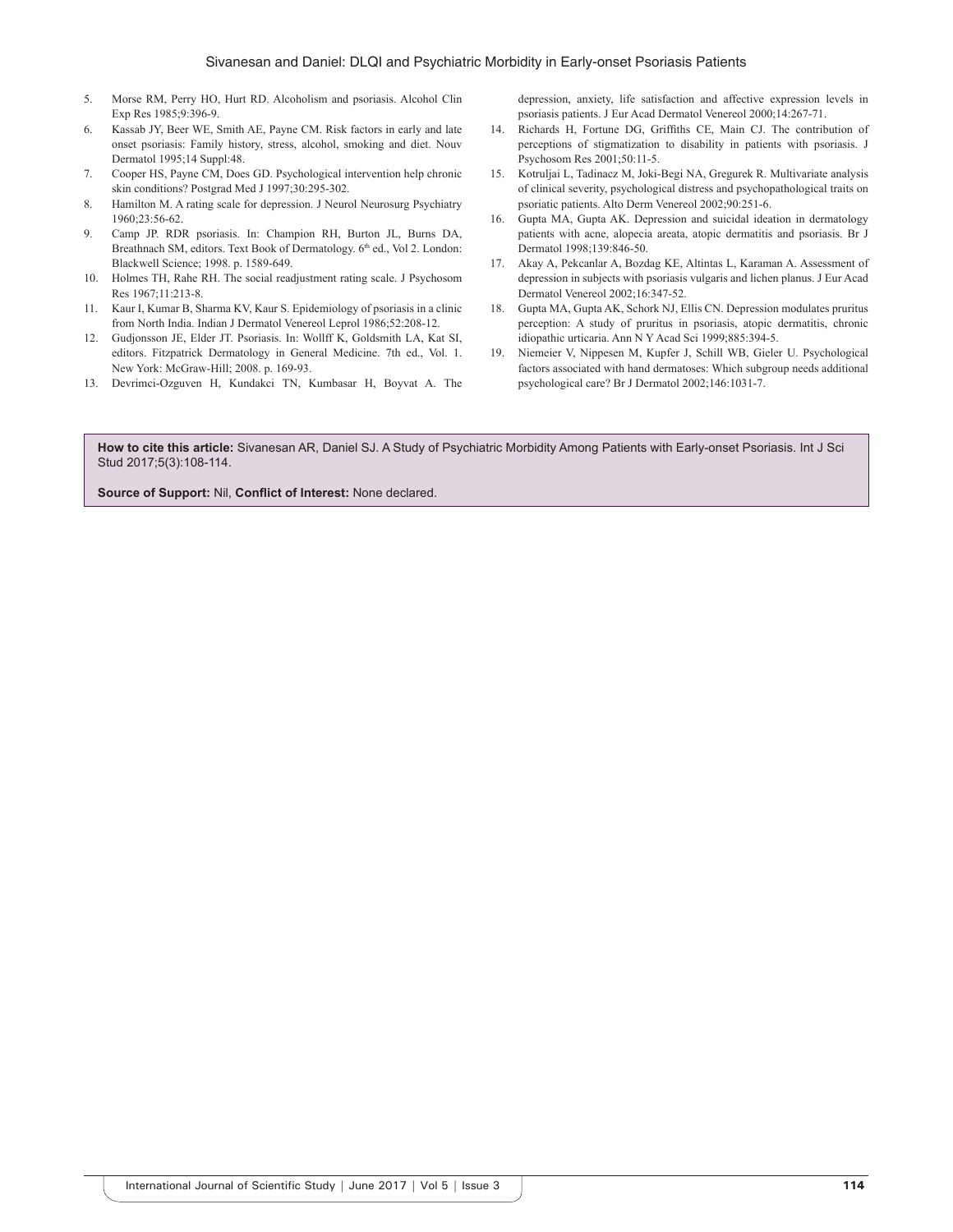5. Morse RM, Perry HO, Hurt RD. Alcoholism and psoriasis. Alcohol Clin Exp Res 1985;9:396-9.
6. Kassab JY, Beer WE, Smith AE, Payne CM. Risk factors in early and late onset psoriasis: Family history, stress, alcohol, smoking and diet. Nouv Dermatol 1995;14 Suppl:48.
7. Cooper HS, Payne CM, Does GD. Psychological intervention help chronic skin conditions? Postgrad Med J 1997;30:295-302.
8. Hamilton M. A rating scale for depression. J Neurol Neurosurg Psychiatry 1960;23:56-62.
9. Camp JP. RDR psoriasis. In: Champion RH, Burton JL, Burns DA, Breathnach SM, editors. Text Book of Dermatology. 6th ed., Vol 2. London: Blackwell Science; 1998. p. 1589-649.
10. Holmes TH, Rahe RH. The social readjustment rating scale. J Psychosom Res 1967;11:213-8.
11. Kaur I, Kumar B, Sharma KV, Kaur S. Epidemiology of psoriasis in a clinic from North India. Indian J Dermatol Venereol Leprol 1986;52:208-12.
12. Gudjonsson JE, Elder JT. Psoriasis. In: Wollff K, Goldsmith LA, Kat SI, editors. Fitzpatrick Dermatology in General Medicine. 7th ed., Vol. 1. New York: McGraw-Hill; 2008. p. 169-93.
13. Devrimci-Ozguven H, Kundakci TN, Kumbasar H, Boyvat A. The depression, anxiety, life satisfaction and affective expression levels in psoriasis patients. J Eur Acad Dermatol Venereol 2000;14:267-71.
14. Richards H, Fortune DG, Griffiths CE, Main CJ. The contribution of perceptions of stigmatization to disability in patients with psoriasis. J Psychosom Res 2001;50:11-5.
15. Kotruljai L, Tadinacz M, Joki-Begi NA, Gregurek R. Multivariate analysis of clinical severity, psychological distress and psychopathological traits on psoriatic patients. Alto Derm Venereol 2002;90:251-6.
16. Gupta MA, Gupta AK. Depression and suicidal ideation in dermatology patients with acne, alopecia areata, atopic dermatitis and psoriasis. Br J Dermatol 1998;139:846-50.
17. Akay A, Pekcanlar A, Bozdag KE, Altintas L, Karaman A. Assessment of depression in subjects with psoriasis vulgaris and lichen planus. J Eur Acad Dermatol Venereol 2002;16:347-52.
18. Gupta MA, Gupta AK, Schork NJ, Ellis CN. Depression modulates pruritus perception: A study of pruritus in psoriasis, atopic dermatitis, chronic idiopathic urticaria. Ann N Y Acad Sci 1999;885:394-5.
19. Niemeier V, Nippesen M, Kupfer J, Schill WB, Gieler U. Psychological factors associated with hand dermatoses: Which subgroup needs additional psychological care? Br J Dermatol 2002;146:1031-7.

**How to cite this article:** Sivanesan AR, Daniel SJ. A Study of Psychiatric Morbidity Among Patients with Early-onset Psoriasis. Int J Sci Stud 2017;5(3):108-114.

**Source of Support:** Nil, **Conflict of Interest:** None declared.